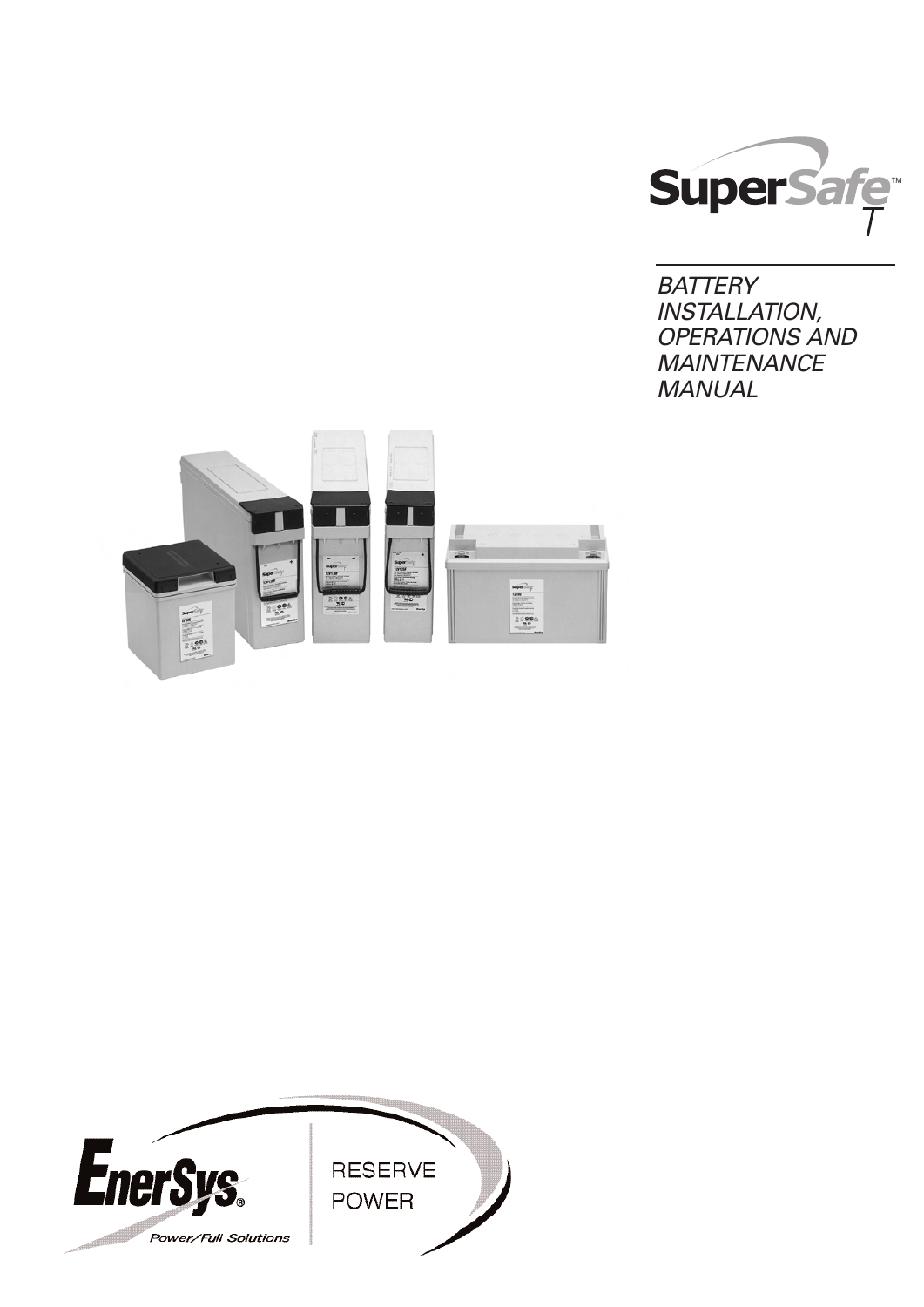# SuperSafe™ T

*BATTERY INSTALLATION, OPERATIONS AND MAINTENANCE MANUAL*

EnerSys®
Power/Full Solutions

RESERVE POWER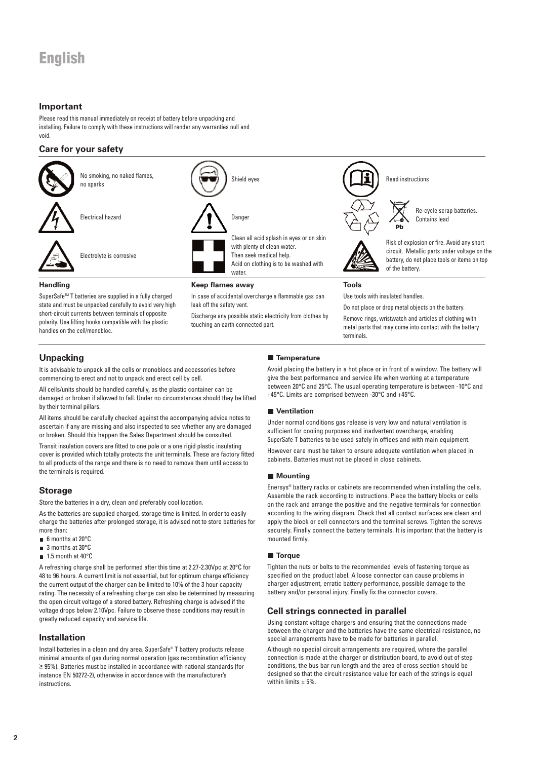# English

## Important

Please read this manual immediately on receipt of battery before unpacking and installing. Failure to comply with these instructions will render any warranties null and void.

## Care for your safety

No smoking, no naked flames, no sparks

Electrical hazard

Electrolyte is corrosive

Shield eyes

Danger

Clean all acid splash in eyes or on skin with plenty of clean water. Then seek medical help. Acid on clothing is to be washed with water.

Read instructions

Re-cycle scrap batteries. Contains lead

Risk of explosion or fire. Avoid any short circuit. Metallic parts under voltage on the battery, do not place tools or items on top of the battery.

### Handling

SuperSafe™ T batteries are supplied in a fully charged state and must be unpacked carefully to avoid very high short-circuit currents between terminals of opposite polarity. Use lifting hooks compatible with the plastic handles on the cell/monobloc.

### Keep flames away

In case of accidental overcharge a flammable gas can leak off the safety vent.

Discharge any possible static electricity from clothes by touching an earth connected part.

### Tools

Use tools with insulated handles.

Do not place or drop metal objects on the battery.

Remove rings, wristwatch and articles of clothing with metal parts that may come into contact with the battery terminals.

## Unpacking

It is advisable to unpack all the cells or monoblocs and accessories before commencing to erect and not to unpack and erect cell by cell.

All cells/units should be handled carefully, as the plastic container can be damaged or broken if allowed to fall. Under no circumstances should they be lifted by their terminal pillars.

All items should be carefully checked against the accompanying advice notes to ascertain if any are missing and also inspected to see whether any are damaged or broken. Should this happen the Sales Department should be consulted.

Transit insulation covers are fitted to one pole or a one rigid plastic insulating cover is provided which totally protects the unit terminals. These are factory fitted to all products of the range and there is no need to remove them until access to the terminals is required.

## Storage

Store the batteries in a dry, clean and preferably cool location.

As the batteries are supplied charged, storage time is limited. In order to easily charge the batteries after prolonged storage, it is advised not to store batteries for more than:

- 6 months at 20°C
- 3 months at 30°C
- 1.5 month at 40°C

A refreshing charge shall be performed after this time at 2.27-2.30Vpc at 20°C for 48 to 96 hours. A current limit is not essential, but for optimum charge efficiency the current output of the charger can be limited to 10% of the 3 hour capacity rating. The necessity of a refreshing charge can also be determined by measuring the open circuit voltage of a stored battery. Refreshing charge is advised if the voltage drops below 2.10Vpc. Failure to observe these conditions may result in greatly reduced capacity and service life.

## Installation

Install batteries in a clean and dry area. SuperSafe® T battery products release minimal amounts of gas during normal operation (gas recombination efficiency ≥ 95%). Batteries must be installed in accordance with national standards (for instance EN 50272-2), otherwise in accordance with the manufacturer's instructions.

### Temperature

Avoid placing the battery in a hot place or in front of a window. The battery will give the best performance and service life when working at a temperature between 20°C and 25°C. The usual operating temperature is between -10°C and +45°C. Limits are comprised between -30°C and +45°C.

### Ventilation

Under normal conditions gas release is very low and natural ventilation is sufficient for cooling purposes and inadvertent overcharge, enabling SuperSafe T batteries to be used safely in offices and with main equipment.

However care must be taken to ensure adequate ventilation when placed in cabinets. Batteries must not be placed in close cabinets.

### Mounting

Enersys® battery racks or cabinets are recommended when installing the cells. Assemble the rack according to instructions. Place the battery blocks or cells on the rack and arrange the positive and the negative terminals for connection according to the wiring diagram. Check that all contact surfaces are clean and apply the block or cell connectors and the terminal screws. Tighten the screws securely. Finally connect the battery terminals. It is important that the battery is mounted firmly.

### Torque

Tighten the nuts or bolts to the recommended levels of fastening torque as specified on the product label. A loose connector can cause problems in charger adjustment, erratic battery performance, possible damage to the battery and/or personal injury. Finally fix the connector covers.

## Cell strings connected in parallel

Using constant voltage chargers and ensuring that the connections made between the charger and the batteries have the same electrical resistance, no special arrangements have to be made for batteries in parallel.

Although no special circuit arrangements are required, where the parallel connection is made at the charger or distribution board, to avoid out of step conditions, the bus bar run length and the area of cross section should be designed so that the circuit resistance value for each of the strings is equal within limits ± 5%.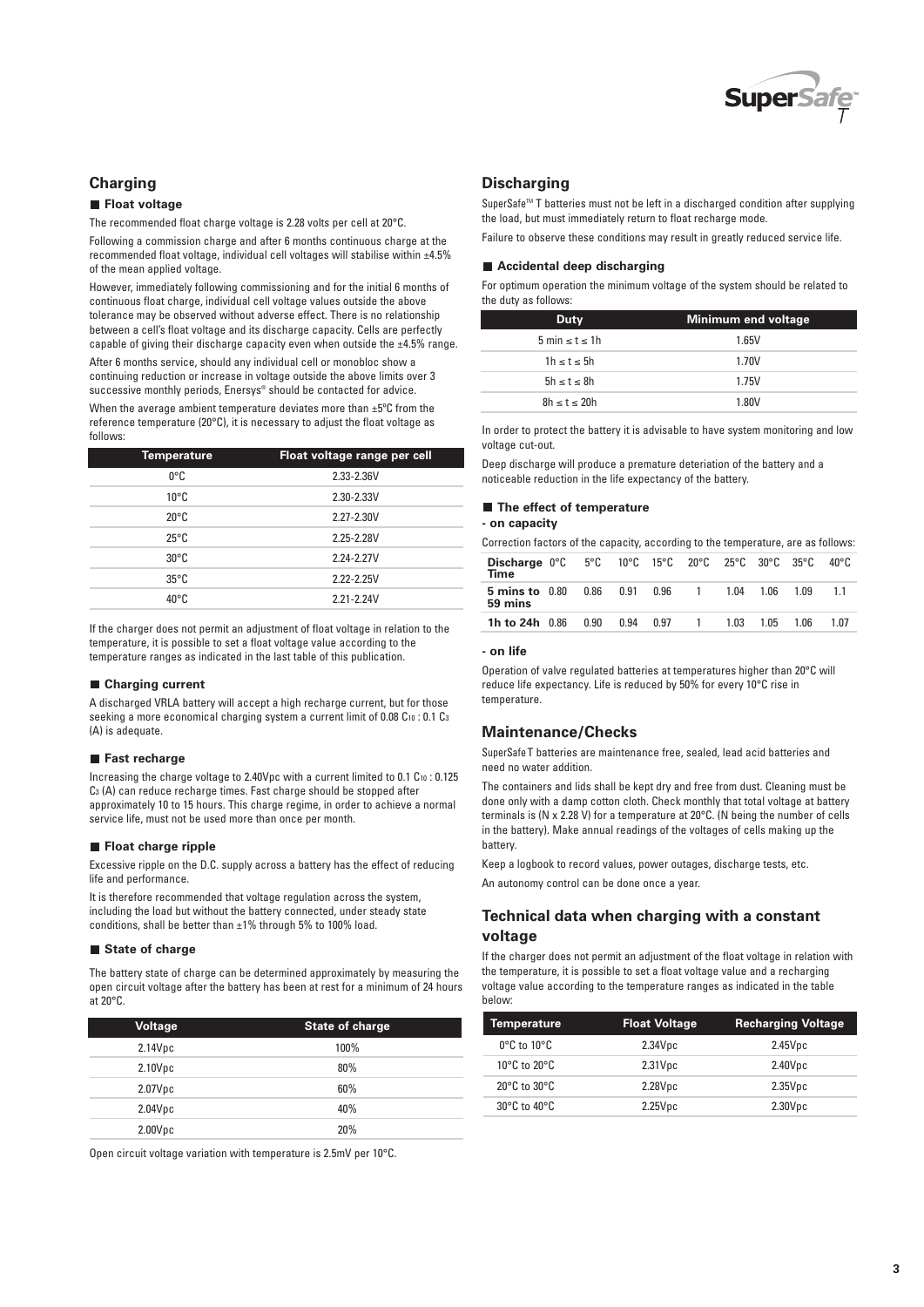## Charging

### Float voltage

The recommended float charge voltage is 2.28 volts per cell at 20°C.

Following a commission charge and after 6 months continuous charge at the recommended float voltage, individual cell voltages will stabilise within ±4.5% of the mean applied voltage.

However, immediately following commissioning and for the initial 6 months of continuous float charge, individual cell voltage values outside the above tolerance may be observed without adverse effect. There is no relationship between a cell's float voltage and its discharge capacity. Cells are perfectly capable of giving their discharge capacity even when outside the ±4.5% range.

After 6 months service, should any individual cell or monobloc show a continuing reduction or increase in voltage outside the above limits over 3 successive monthly periods, Enersys® should be contacted for advice.

When the average ambient temperature deviates more than ±5°C from the reference temperature (20°C), it is necessary to adjust the float voltage as follows:

| Temperature | Float voltage range per cell |
|---|---|
| 0°C | 2.33-2.36V |
| 10°C | 2.30-2.33V |
| 20°C | 2.27-2.30V |
| 25°C | 2.25-2.28V |
| 30°C | 2.24-2.27V |
| 35°C | 2.22-2.25V |
| 40°C | 2.21-2.24V |

If the charger does not permit an adjustment of float voltage in relation to the temperature, it is possible to set a float voltage value according to the temperature ranges as indicated in the last table of this publication.

### Charging current

A discharged VRLA battery will accept a high recharge current, but for those seeking a more economical charging system a current limit of 0.08 $C_{10}$ : 0.1 $C_3$ (A) is adequate.

### Fast recharge

Increasing the charge voltage to 2.40Vpc with a current limited to 0.1 $C_{10}$ : 0.125 $C_3$ (A) can reduce recharge times. Fast charge should be stopped after approximately 10 to 15 hours. This charge regime, in order to achieve a normal service life, must not be used more than once per month.

### Float charge ripple

Excessive ripple on the D.C. supply across a battery has the effect of reducing life and performance.

It is therefore recommended that voltage regulation across the system, including the load but without the battery connected, under steady state conditions, shall be better than ±1% through 5% to 100% load.

### State of charge

The battery state of charge can be determined approximately by measuring the open circuit voltage after the battery has been at rest for a minimum of 24 hours at 20°C.

| Voltage | State of charge |
|---|---|
| 2.14Vpc | 100% |
| 2.10Vpc | 80% |
| 2.07Vpc | 60% |
| 2.04Vpc | 40% |
| 2.00Vpc | 20% |

Open circuit voltage variation with temperature is 2.5mV per 10°C.

## Discharging

SuperSafe™ T batteries must not be left in a discharged condition after supplying the load, but must immediately return to float recharge mode.

Failure to observe these conditions may result in greatly reduced service life.

### Accidental deep discharging

For optimum operation the minimum voltage of the system should be related to the duty as follows:

| Duty | Minimum end voltage |
|---|---|
| 5 min ≤ t ≤ 1h | 1.65V |
| 1h ≤ t ≤ 5h | 1.70V |
| 5h ≤ t ≤ 8h | 1.75V |
| 8h ≤ t ≤ 20h | 1.80V |

In order to protect the battery it is advisable to have system monitoring and low voltage cut-out.

Deep discharge will produce a premature deteriation of the battery and a noticeable reduction in the life expectancy of the battery.

### The effect of temperature

**- on capacity**

Correction factors of the capacity, according to the temperature, are as follows:

| Discharge Time | 0°C | 5°C | 10°C | 15°C | 20°C | 25°C | 30°C | 35°C | 40°C |
|---|---|---|---|---|---|---|---|---|---|
| **5 mins to 59 mins** | 0.80 | 0.86 | 0.91 | 0.96 | 1 | 1.04 | 1.06 | 1.09 | 1.1 |
| **1h to 24h** | 0.86 | 0.90 | 0.94 | 0.97 | 1 | 1.03 | 1.05 | 1.06 | 1.07 |

**- on life**

Operation of valve regulated batteries at temperatures higher than 20°C will reduce life expectancy. Life is reduced by 50% for every 10°C rise in temperature.

## Maintenance/Checks

SuperSafe T batteries are maintenance free, sealed, lead acid batteries and need no water addition.

The containers and lids shall be kept dry and free from dust. Cleaning must be done only with a damp cotton cloth. Check monthly that total voltage at battery terminals is (N x 2.28 V) for a temperature at 20°C. (N being the number of cells in the battery). Make annual readings of the voltages of cells making up the battery.

Keep a logbook to record values, power outages, discharge tests, etc.

An autonomy control can be done once a year.

## Technical data when charging with a constant voltage

If the charger does not permit an adjustment of the float voltage in relation with the temperature, it is possible to set a float voltage value and a recharging voltage value according to the temperature ranges as indicated in the table below:

| Temperature | Float Voltage | Recharging Voltage |
|---|---|---|
| 0°C to 10°C | 2.34Vpc | 2.45Vpc |
| 10°C to 20°C | 2.31Vpc | 2.40Vpc |
| 20°C to 30°C | 2.28Vpc | 2.35Vpc |
| 30°C to 40°C | 2.25Vpc | 2.30Vpc |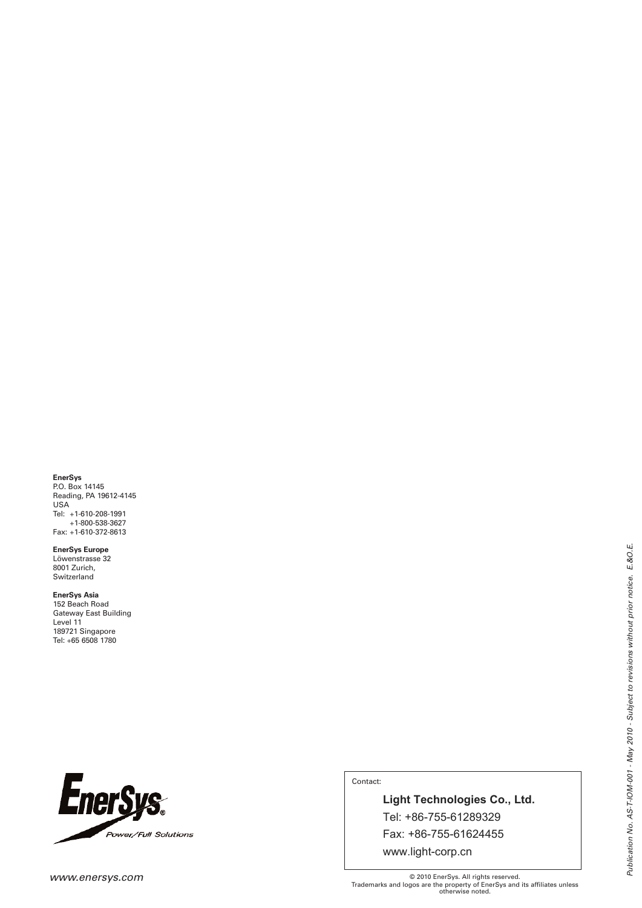**EnerSys**
P.O. Box 14145
Reading, PA 19612-4145
USA
Tel: +1-610-208-1991
+1-800-538-3627
Fax: +1-610-372-8613

**EnerSys Europe**
Löwenstrasse 32
8001 Zurich,
Switzerland

**EnerSys Asia**
152 Beach Road
Gateway East Building
Level 11
189721 Singapore
Tel: +65 6508 1780

EnerSys®
*Power/Full Solutions*

*www.enersys.com*

Contact:

**Light Technologies Co., Ltd.**
Tel: +86-755-61289329
Fax: +86-755-61624455
www.light-corp.cn

© 2010 EnerSys. All rights reserved.
Trademarks and logos are the property of EnerSys and its affiliates unless otherwise noted.

*Publication No. AS-T-IOM-001 - May 2010 - Subject to revisions without prior notice. E.&O.E.*